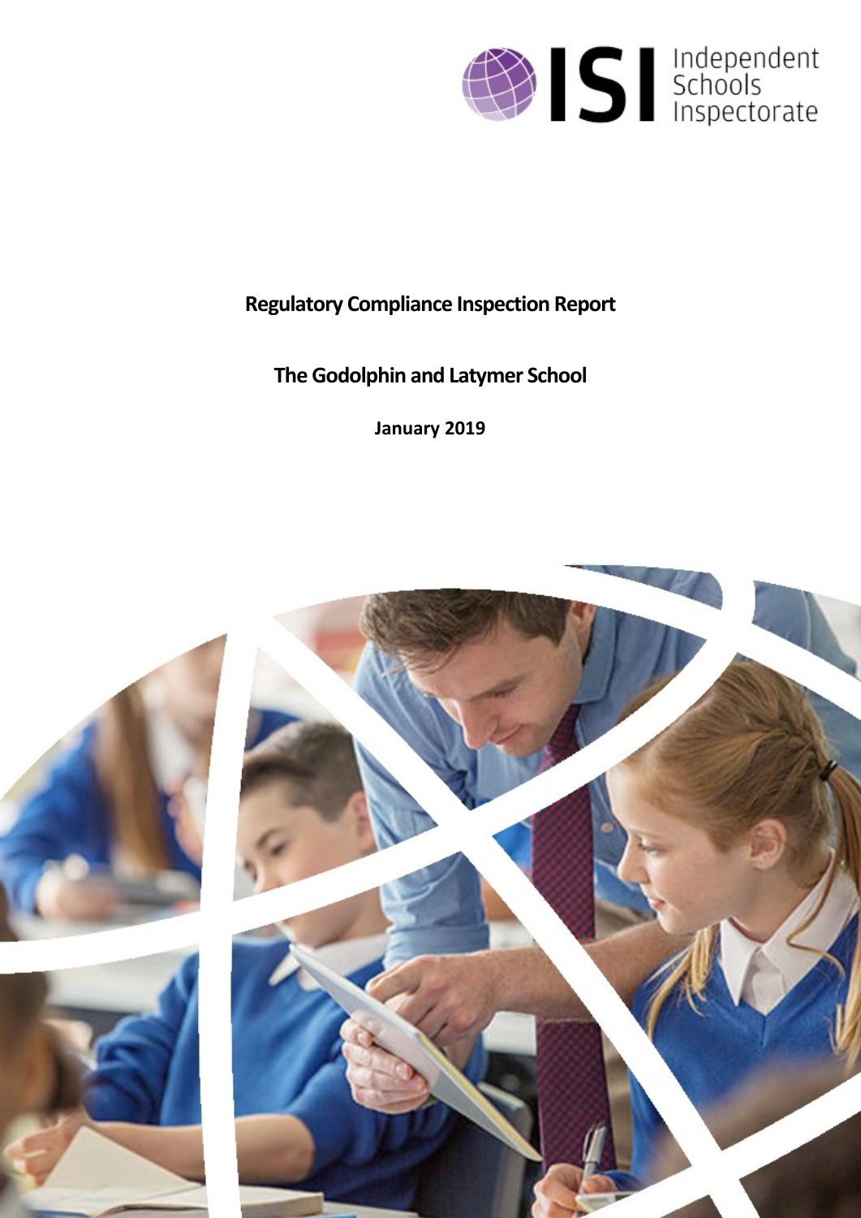ISI Independent Schools Inspectorate

**Regulatory Compliance Inspection Report**

# The Godolphin and Latymer School

**January 2019**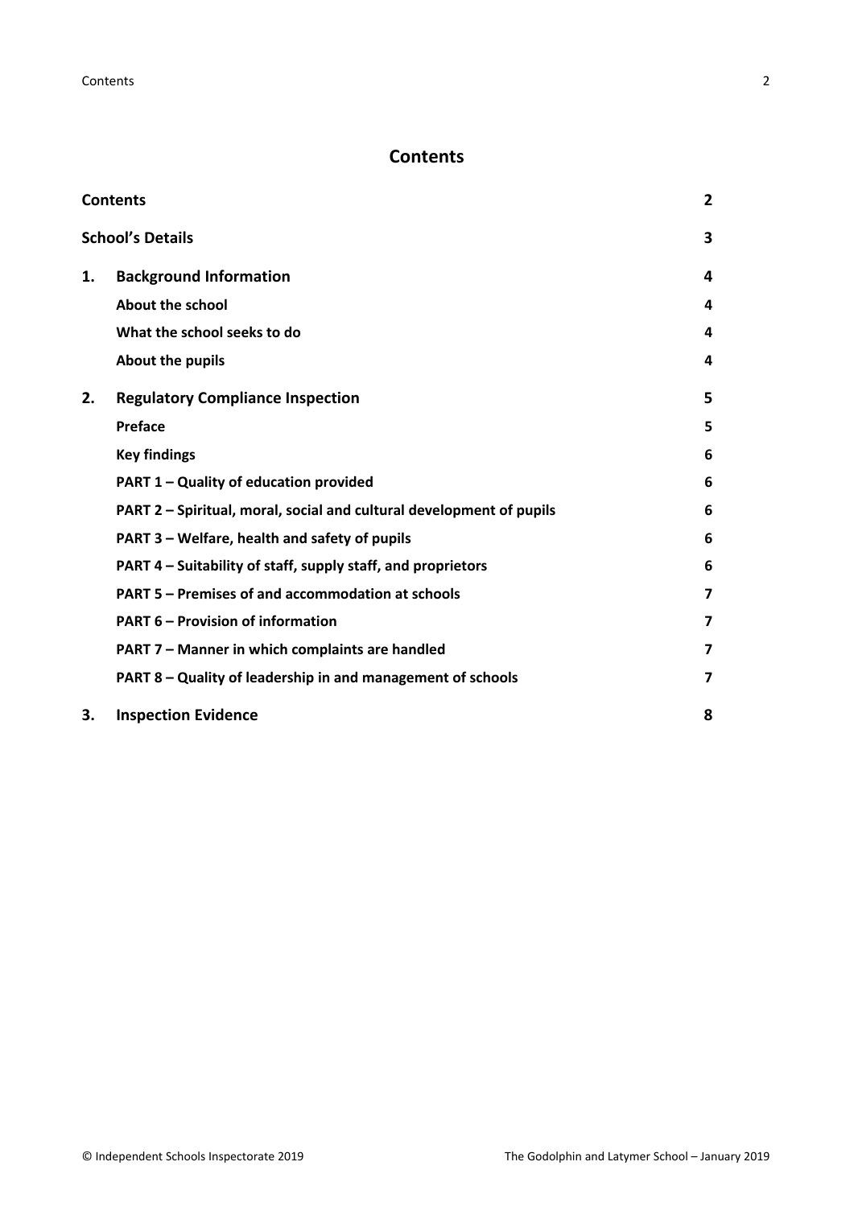# Contents

| | | |
|---|---|---|
| **Contents** | | **2** |
| **School's Details** | | **3** |
| **1.** | **Background Information** | **4** |
| | **About the school** | **4** |
| | **What the school seeks to do** | **4** |
| | **About the pupils** | **4** |
| **2.** | **Regulatory Compliance Inspection** | **5** |
| | **Preface** | **5** |
| | **Key findings** | **6** |
| | **PART 1 – Quality of education provided** | **6** |
| | **PART 2 – Spiritual, moral, social and cultural development of pupils** | **6** |
| | **PART 3 – Welfare, health and safety of pupils** | **6** |
| | **PART 4 – Suitability of staff, supply staff, and proprietors** | **6** |
| | **PART 5 – Premises of and accommodation at schools** | **7** |
| | **PART 6 – Provision of information** | **7** |
| | **PART 7 – Manner in which complaints are handled** | **7** |
| | **PART 8 – Quality of leadership in and management of schools** | **7** |
| **3.** | **Inspection Evidence** | **8** |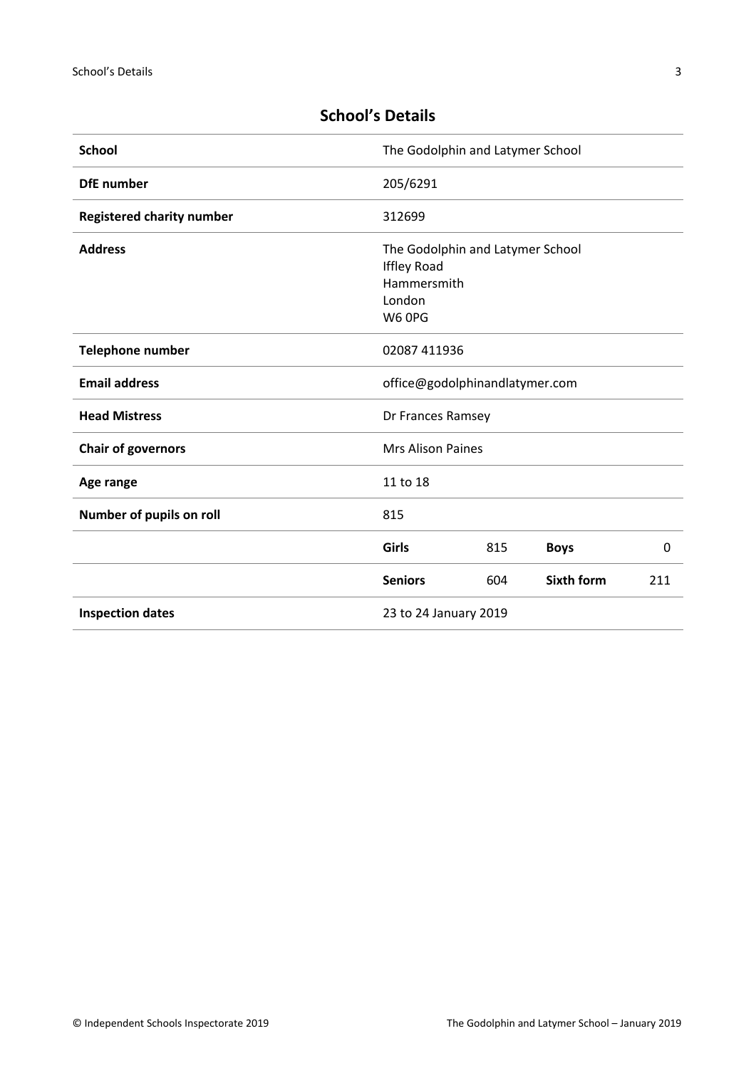## School's Details

| | | | | |
|---|---|---|---|---|
| **School** | The Godolphin and Latymer School | | | |
| **DfE number** | 205/6291 | | | |
| **Registered charity number** | 312699 | | | |
| **Address** | The Godolphin and Latymer School<br>Iffley Road<br>Hammersmith<br>London<br>W6 0PG | | | |
| **Telephone number** | 02087 411936 | | | |
| **Email address** | office@godolphinandlatymer.com | | | |
| **Head Mistress** | Dr Frances Ramsey | | | |
| **Chair of governors** | Mrs Alison Paines | | | |
| **Age range** | 11 to 18 | | | |
| **Number of pupils on roll** | 815 | | | |
| | **Girls** | 815 | **Boys** | 0 |
| | **Seniors** | 604 | **Sixth form** | 211 |
| **Inspection dates** | 23 to 24 January 2019 | | | |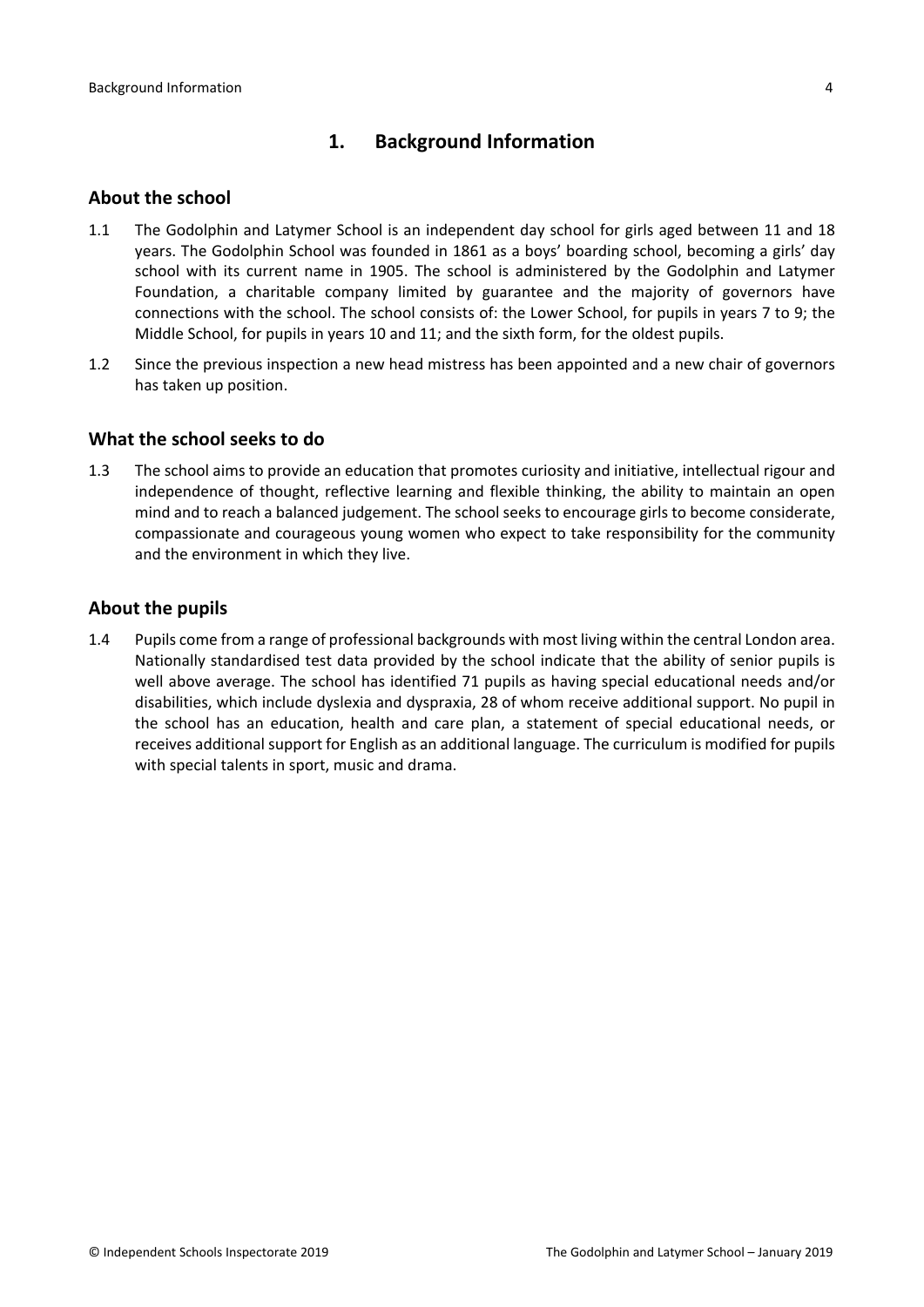# 1. Background Information

## About the school

1.1 The Godolphin and Latymer School is an independent day school for girls aged between 11 and 18 years. The Godolphin School was founded in 1861 as a boys' boarding school, becoming a girls' day school with its current name in 1905. The school is administered by the Godolphin and Latymer Foundation, a charitable company limited by guarantee and the majority of governors have connections with the school. The school consists of: the Lower School, for pupils in years 7 to 9; the Middle School, for pupils in years 10 and 11; and the sixth form, for the oldest pupils.

1.2 Since the previous inspection a new head mistress has been appointed and a new chair of governors has taken up position.

## What the school seeks to do

1.3 The school aims to provide an education that promotes curiosity and initiative, intellectual rigour and independence of thought, reflective learning and flexible thinking, the ability to maintain an open mind and to reach a balanced judgement. The school seeks to encourage girls to become considerate, compassionate and courageous young women who expect to take responsibility for the community and the environment in which they live.

## About the pupils

1.4 Pupils come from a range of professional backgrounds with most living within the central London area. Nationally standardised test data provided by the school indicate that the ability of senior pupils is well above average. The school has identified 71 pupils as having special educational needs and/or disabilities, which include dyslexia and dyspraxia, 28 of whom receive additional support. No pupil in the school has an education, health and care plan, a statement of special educational needs, or receives additional support for English as an additional language. The curriculum is modified for pupils with special talents in sport, music and drama.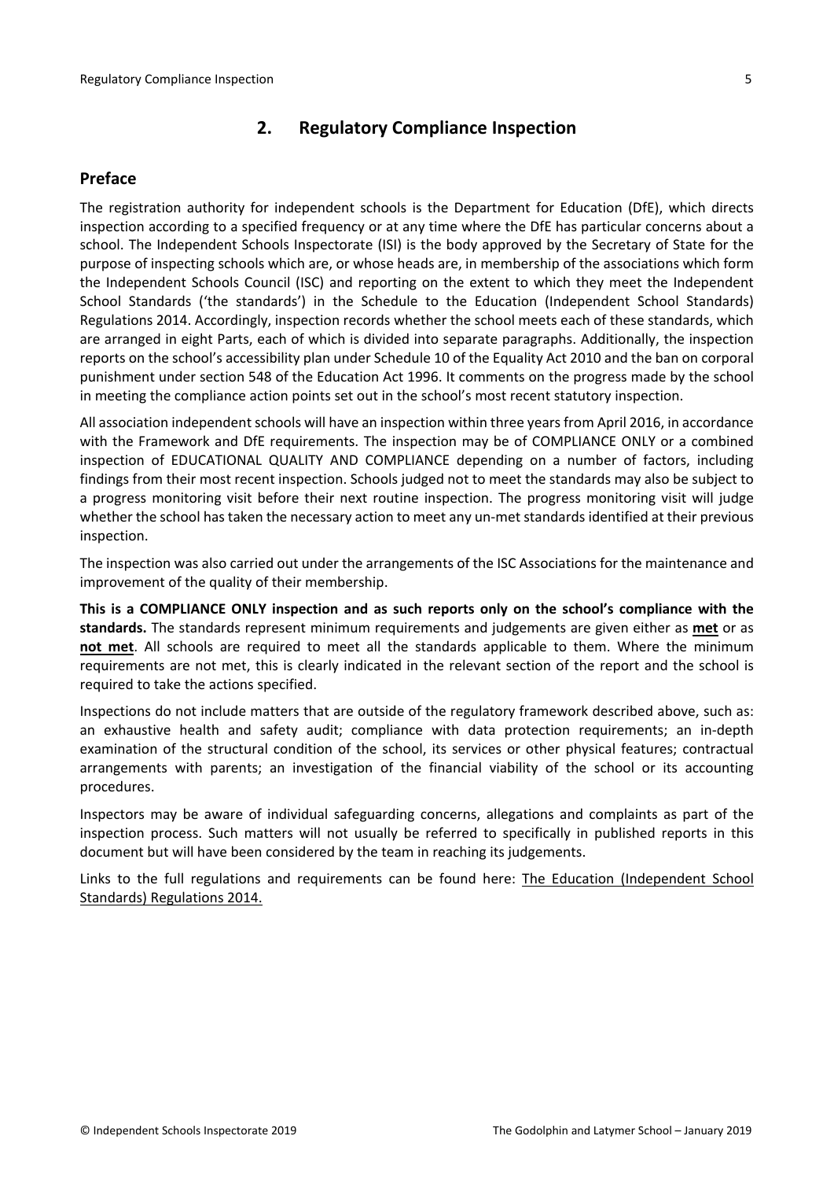## 2. Regulatory Compliance Inspection

### Preface

The registration authority for independent schools is the Department for Education (DfE), which directs inspection according to a specified frequency or at any time where the DfE has particular concerns about a school. The Independent Schools Inspectorate (ISI) is the body approved by the Secretary of State for the purpose of inspecting schools which are, or whose heads are, in membership of the associations which form the Independent Schools Council (ISC) and reporting on the extent to which they meet the Independent School Standards ('the standards') in the Schedule to the Education (Independent School Standards) Regulations 2014. Accordingly, inspection records whether the school meets each of these standards, which are arranged in eight Parts, each of which is divided into separate paragraphs. Additionally, the inspection reports on the school's accessibility plan under Schedule 10 of the Equality Act 2010 and the ban on corporal punishment under section 548 of the Education Act 1996. It comments on the progress made by the school in meeting the compliance action points set out in the school's most recent statutory inspection.

All association independent schools will have an inspection within three years from April 2016, in accordance with the Framework and DfE requirements. The inspection may be of COMPLIANCE ONLY or a combined inspection of EDUCATIONAL QUALITY AND COMPLIANCE depending on a number of factors, including findings from their most recent inspection. Schools judged not to meet the standards may also be subject to a progress monitoring visit before their next routine inspection. The progress monitoring visit will judge whether the school has taken the necessary action to meet any un-met standards identified at their previous inspection.

The inspection was also carried out under the arrangements of the ISC Associations for the maintenance and improvement of the quality of their membership.

**This is a COMPLIANCE ONLY inspection and as such reports only on the school's compliance with the standards.** The standards represent minimum requirements and judgements are given either as **met** or as **not met**. All schools are required to meet all the standards applicable to them. Where the minimum requirements are not met, this is clearly indicated in the relevant section of the report and the school is required to take the actions specified.

Inspections do not include matters that are outside of the regulatory framework described above, such as: an exhaustive health and safety audit; compliance with data protection requirements; an in-depth examination of the structural condition of the school, its services or other physical features; contractual arrangements with parents; an investigation of the financial viability of the school or its accounting procedures.

Inspectors may be aware of individual safeguarding concerns, allegations and complaints as part of the inspection process. Such matters will not usually be referred to specifically in published reports in this document but will have been considered by the team in reaching its judgements.

Links to the full regulations and requirements can be found here: The Education (Independent School Standards) Regulations 2014.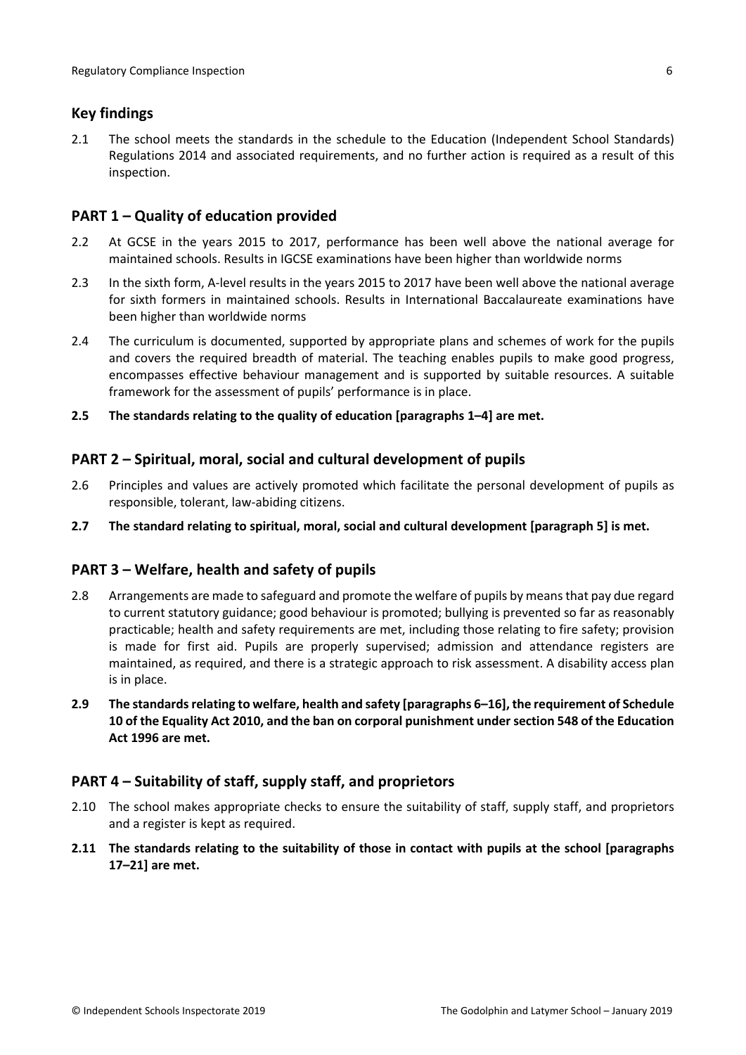## Key findings

2.1 The school meets the standards in the schedule to the Education (Independent School Standards) Regulations 2014 and associated requirements, and no further action is required as a result of this inspection.

## PART 1 – Quality of education provided

2.2 At GCSE in the years 2015 to 2017, performance has been well above the national average for maintained schools. Results in IGCSE examinations have been higher than worldwide norms

2.3 In the sixth form, A-level results in the years 2015 to 2017 have been well above the national average for sixth formers in maintained schools. Results in International Baccalaureate examinations have been higher than worldwide norms

2.4 The curriculum is documented, supported by appropriate plans and schemes of work for the pupils and covers the required breadth of material. The teaching enables pupils to make good progress, encompasses effective behaviour management and is supported by suitable resources. A suitable framework for the assessment of pupils' performance is in place.

**2.5 The standards relating to the quality of education [paragraphs 1–4] are met.**

## PART 2 – Spiritual, moral, social and cultural development of pupils

2.6 Principles and values are actively promoted which facilitate the personal development of pupils as responsible, tolerant, law-abiding citizens.

**2.7 The standard relating to spiritual, moral, social and cultural development [paragraph 5] is met.**

## PART 3 – Welfare, health and safety of pupils

2.8 Arrangements are made to safeguard and promote the welfare of pupils by means that pay due regard to current statutory guidance; good behaviour is promoted; bullying is prevented so far as reasonably practicable; health and safety requirements are met, including those relating to fire safety; provision is made for first aid. Pupils are properly supervised; admission and attendance registers are maintained, as required, and there is a strategic approach to risk assessment. A disability access plan is in place.

**2.9 The standards relating to welfare, health and safety [paragraphs 6–16], the requirement of Schedule 10 of the Equality Act 2010, and the ban on corporal punishment under section 548 of the Education Act 1996 are met.**

## PART 4 – Suitability of staff, supply staff, and proprietors

2.10 The school makes appropriate checks to ensure the suitability of staff, supply staff, and proprietors and a register is kept as required.

**2.11 The standards relating to the suitability of those in contact with pupils at the school [paragraphs 17–21] are met.**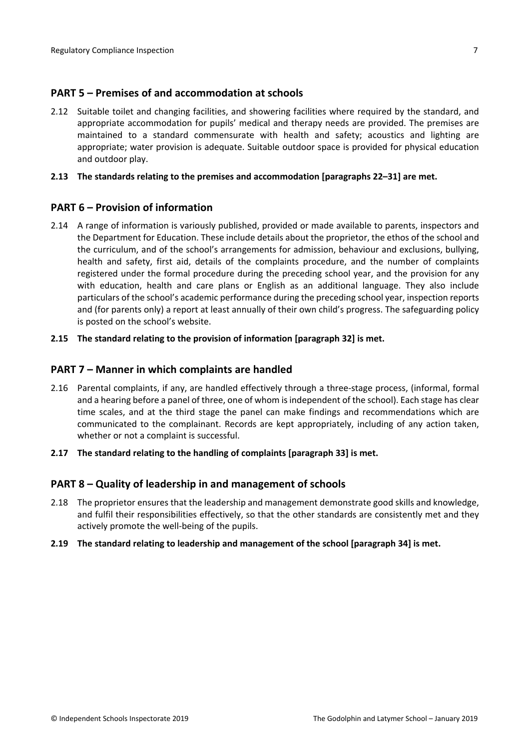## PART 5 – Premises of and accommodation at schools

2.12 Suitable toilet and changing facilities, and showering facilities where required by the standard, and appropriate accommodation for pupils' medical and therapy needs are provided. The premises are maintained to a standard commensurate with health and safety; acoustics and lighting are appropriate; water provision is adequate. Suitable outdoor space is provided for physical education and outdoor play.

**2.13 The standards relating to the premises and accommodation [paragraphs 22–31] are met.**

## PART 6 – Provision of information

2.14 A range of information is variously published, provided or made available to parents, inspectors and the Department for Education. These include details about the proprietor, the ethos of the school and the curriculum, and of the school's arrangements for admission, behaviour and exclusions, bullying, health and safety, first aid, details of the complaints procedure, and the number of complaints registered under the formal procedure during the preceding school year, and the provision for any with education, health and care plans or English as an additional language. They also include particulars of the school's academic performance during the preceding school year, inspection reports and (for parents only) a report at least annually of their own child's progress. The safeguarding policy is posted on the school's website.

**2.15 The standard relating to the provision of information [paragraph 32] is met.**

## PART 7 – Manner in which complaints are handled

2.16 Parental complaints, if any, are handled effectively through a three-stage process, (informal, formal and a hearing before a panel of three, one of whom is independent of the school). Each stage has clear time scales, and at the third stage the panel can make findings and recommendations which are communicated to the complainant. Records are kept appropriately, including of any action taken, whether or not a complaint is successful.

**2.17 The standard relating to the handling of complaints [paragraph 33] is met.**

## PART 8 – Quality of leadership in and management of schools

2.18 The proprietor ensures that the leadership and management demonstrate good skills and knowledge, and fulfil their responsibilities effectively, so that the other standards are consistently met and they actively promote the well-being of the pupils.

**2.19 The standard relating to leadership and management of the school [paragraph 34] is met.**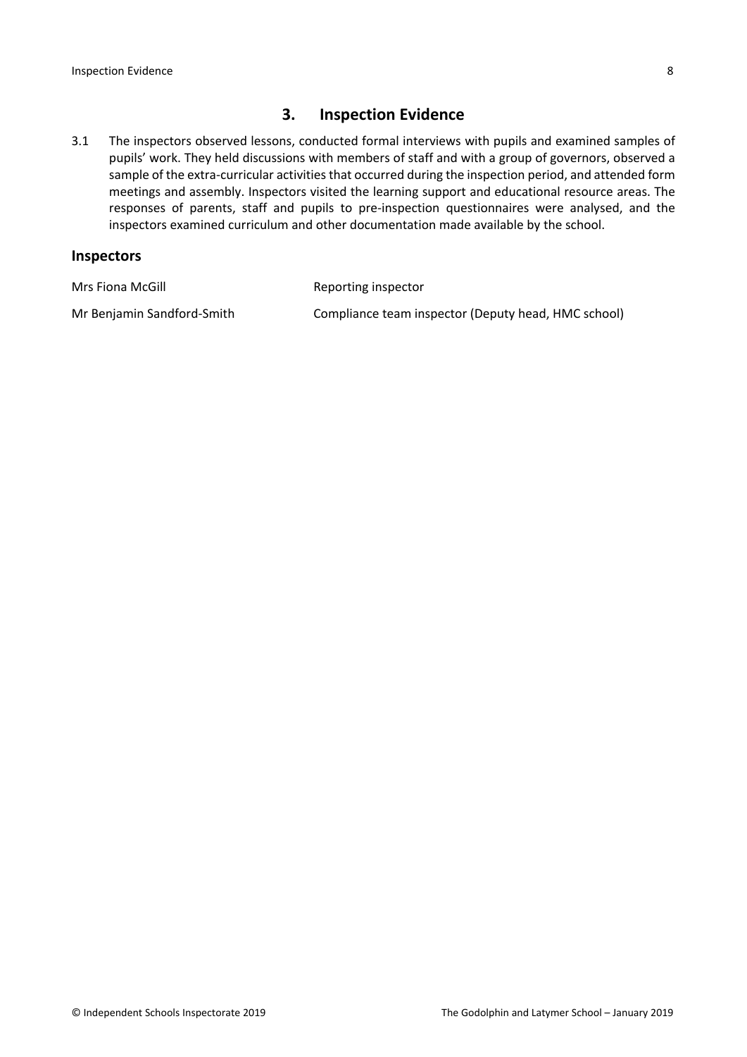## 3. Inspection Evidence

3.1 The inspectors observed lessons, conducted formal interviews with pupils and examined samples of pupils' work. They held discussions with members of staff and with a group of governors, observed a sample of the extra-curricular activities that occurred during the inspection period, and attended form meetings and assembly. Inspectors visited the learning support and educational resource areas. The responses of parents, staff and pupils to pre-inspection questionnaires were analysed, and the inspectors examined curriculum and other documentation made available by the school.

### Inspectors

| | |
|---|---|
| Mrs Fiona McGill | Reporting inspector |
| Mr Benjamin Sandford-Smith | Compliance team inspector (Deputy head, HMC school) |